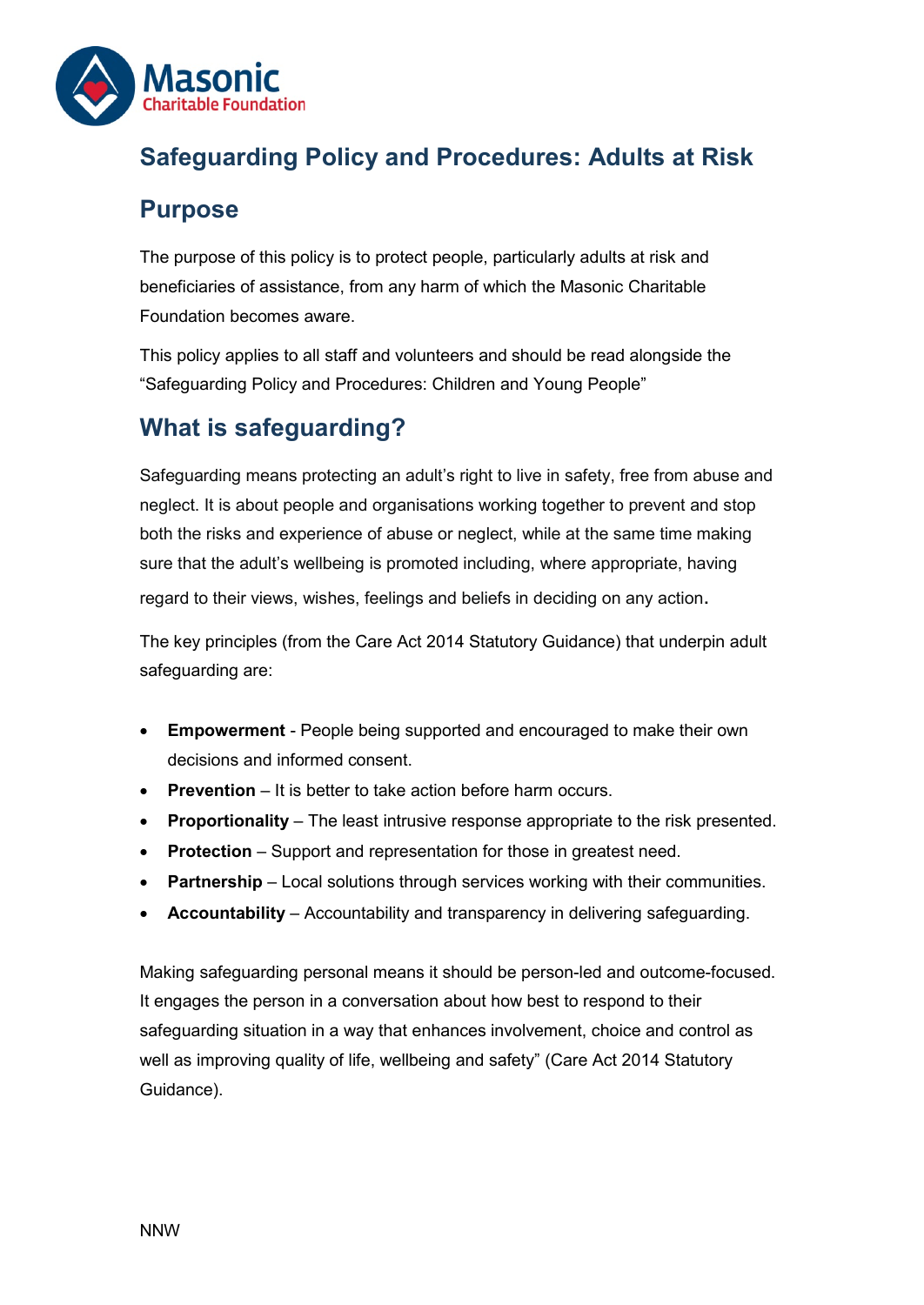# Safeguarding Policy and Procedures: Adults at Risk

## Purpose

The purpose of this policy is to protect people, particularly adults at risk and beneficiaries of assistance, from any harm of which the Masonic Charitable Foundation becomes aware.

This policy applies to all staff and volunteers and should be read alongside the "Safeguarding Policy and Procedures: Children and Young People"

## What is safeguarding?

Safeguarding means protecting an adult's right to live in safety, free from abuse and neglect. It is about people and organisations working together to prevent and stop both the risks and experience of abuse or neglect, while at the same time making sure that the adult's wellbeing is promoted including, where appropriate, having regard to their views, wishes, feelings and beliefs in deciding on any action.

The key principles (from the Care Act 2014 Statutory Guidance) that underpin adult safeguarding are:

- **Empowerment** - People being supported and encouraged to make their own decisions and informed consent.
- **Prevention** – It is better to take action before harm occurs.
- **Proportionality** – The least intrusive response appropriate to the risk presented.
- **Protection** – Support and representation for those in greatest need.
- **Partnership** – Local solutions through services working with their communities.
- **Accountability** – Accountability and transparency in delivering safeguarding.

Making safeguarding personal means it should be person-led and outcome-focused. It engages the person in a conversation about how best to respond to their safeguarding situation in a way that enhances involvement, choice and control as well as improving quality of life, wellbeing and safety" (Care Act 2014 Statutory Guidance).

NNW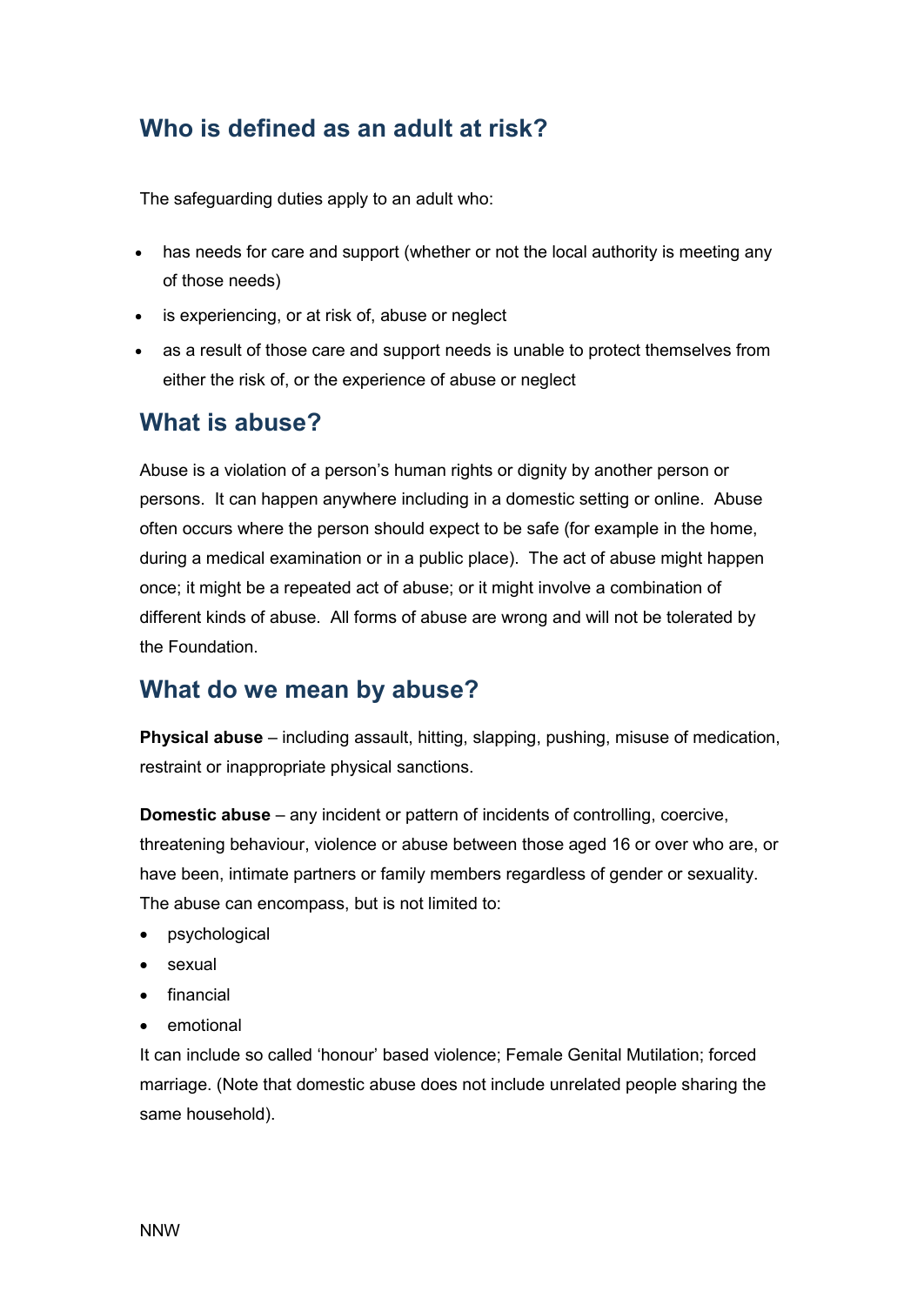## Who is defined as an adult at risk?

The safeguarding duties apply to an adult who:

- has needs for care and support (whether or not the local authority is meeting any of those needs)
- is experiencing, or at risk of, abuse or neglect
- as a result of those care and support needs is unable to protect themselves from either the risk of, or the experience of abuse or neglect

## What is abuse?

Abuse is a violation of a person's human rights or dignity by another person or persons. It can happen anywhere including in a domestic setting or online. Abuse often occurs where the person should expect to be safe (for example in the home, during a medical examination or in a public place). The act of abuse might happen once; it might be a repeated act of abuse; or it might involve a combination of different kinds of abuse. All forms of abuse are wrong and will not be tolerated by the Foundation.

## What do we mean by abuse?

**Physical abuse** – including assault, hitting, slapping, pushing, misuse of medication, restraint or inappropriate physical sanctions.

**Domestic abuse** – any incident or pattern of incidents of controlling, coercive, threatening behaviour, violence or abuse between those aged 16 or over who are, or have been, intimate partners or family members regardless of gender or sexuality. The abuse can encompass, but is not limited to:

- psychological
- sexual
- financial
- emotional

It can include so called 'honour' based violence; Female Genital Mutilation; forced marriage. (Note that domestic abuse does not include unrelated people sharing the same household).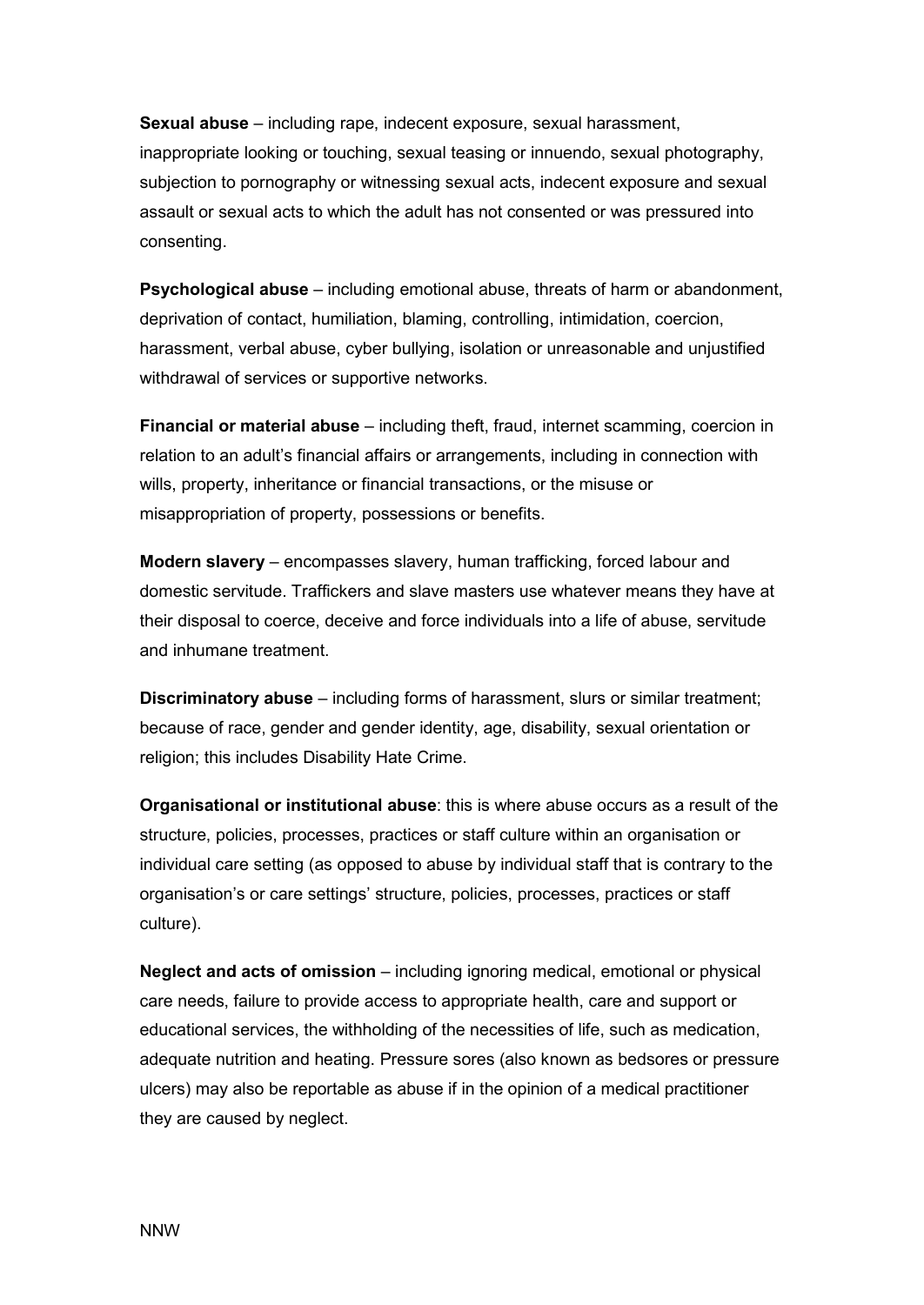**Sexual abuse** – including rape, indecent exposure, sexual harassment, inappropriate looking or touching, sexual teasing or innuendo, sexual photography, subjection to pornography or witnessing sexual acts, indecent exposure and sexual assault or sexual acts to which the adult has not consented or was pressured into consenting.

**Psychological abuse** – including emotional abuse, threats of harm or abandonment, deprivation of contact, humiliation, blaming, controlling, intimidation, coercion, harassment, verbal abuse, cyber bullying, isolation or unreasonable and unjustified withdrawal of services or supportive networks.

**Financial or material abuse** – including theft, fraud, internet scamming, coercion in relation to an adult's financial affairs or arrangements, including in connection with wills, property, inheritance or financial transactions, or the misuse or misappropriation of property, possessions or benefits.

**Modern slavery** – encompasses slavery, human trafficking, forced labour and domestic servitude. Traffickers and slave masters use whatever means they have at their disposal to coerce, deceive and force individuals into a life of abuse, servitude and inhumane treatment.

**Discriminatory abuse** – including forms of harassment, slurs or similar treatment; because of race, gender and gender identity, age, disability, sexual orientation or religion; this includes Disability Hate Crime.

**Organisational or institutional abuse**: this is where abuse occurs as a result of the structure, policies, processes, practices or staff culture within an organisation or individual care setting (as opposed to abuse by individual staff that is contrary to the organisation's or care settings' structure, policies, processes, practices or staff culture).

**Neglect and acts of omission** – including ignoring medical, emotional or physical care needs, failure to provide access to appropriate health, care and support or educational services, the withholding of the necessities of life, such as medication, adequate nutrition and heating. Pressure sores (also known as bedsores or pressure ulcers) may also be reportable as abuse if in the opinion of a medical practitioner they are caused by neglect.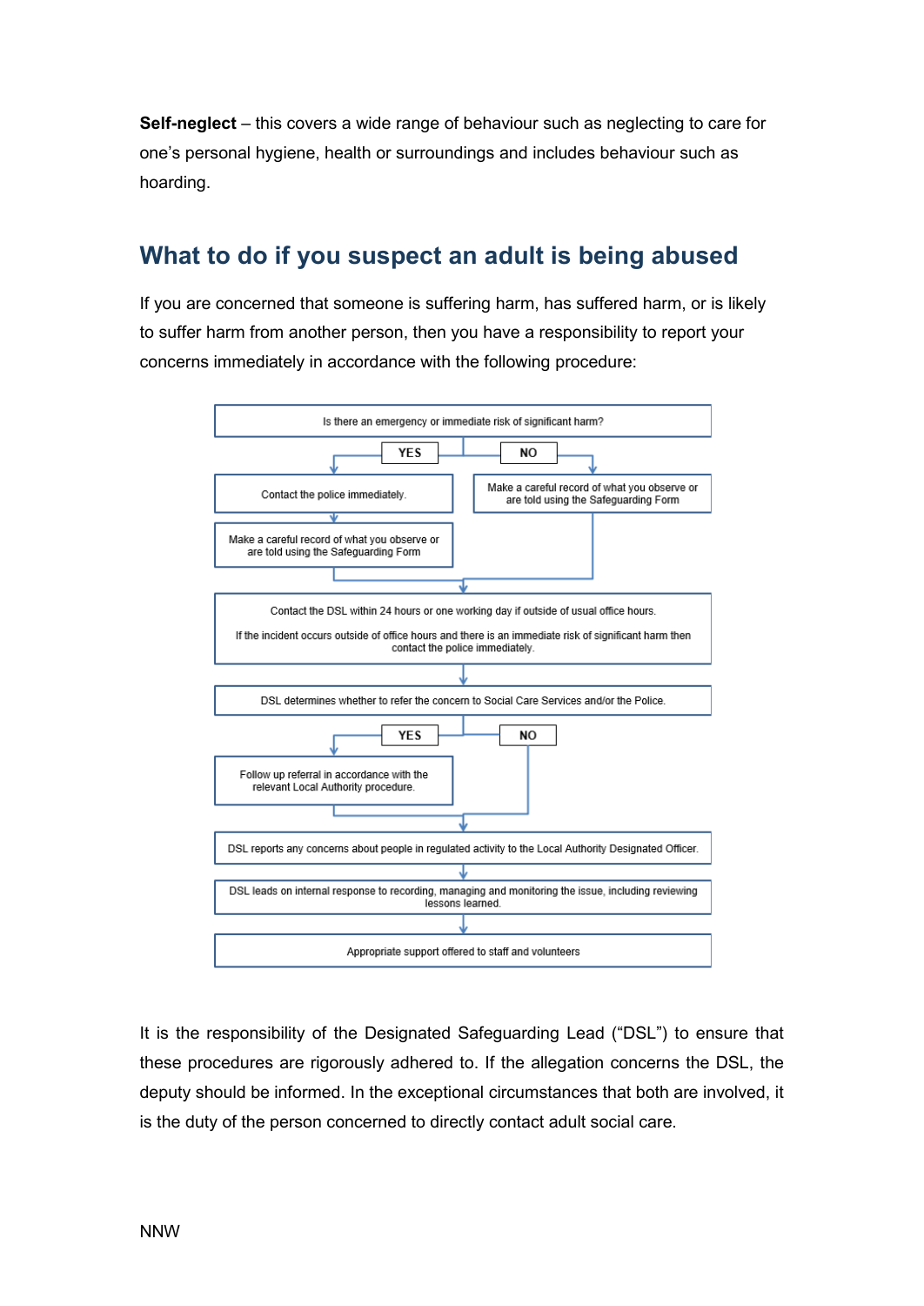**Self-neglect** – this covers a wide range of behaviour such as neglecting to care for one's personal hygiene, health or surroundings and includes behaviour such as hoarding.

## What to do if you suspect an adult is being abused

If you are concerned that someone is suffering harm, has suffered harm, or is likely to suffer harm from another person, then you have a responsibility to report your concerns immediately in accordance with the following procedure:

Is there an emergency or immediate risk of significant harm?

- **YES** → Contact the police immediately. → Make a careful record of what you observe or are told using the Safeguarding Form
- **NO** → Make a careful record of what you observe or are told using the Safeguarding Form

↓

Contact the DSL within 24 hours or one working day if outside of usual office hours.

If the incident occurs outside of office hours and there is an immediate risk of significant harm then contact the police immediately.

↓

DSL determines whether to refer the concern to Social Care Services and/or the Police.

- **YES** → Follow up referral in accordance with the relevant Local Authority procedure.
- **NO**

↓

DSL reports any concerns about people in regulated activity to the Local Authority Designated Officer.

↓

DSL leads on internal response to recording, managing and monitoring the issue, including reviewing lessons learned.

↓

Appropriate support offered to staff and volunteers

It is the responsibility of the Designated Safeguarding Lead ("DSL") to ensure that these procedures are rigorously adhered to. If the allegation concerns the DSL, the deputy should be informed. In the exceptional circumstances that both are involved, it is the duty of the person concerned to directly contact adult social care.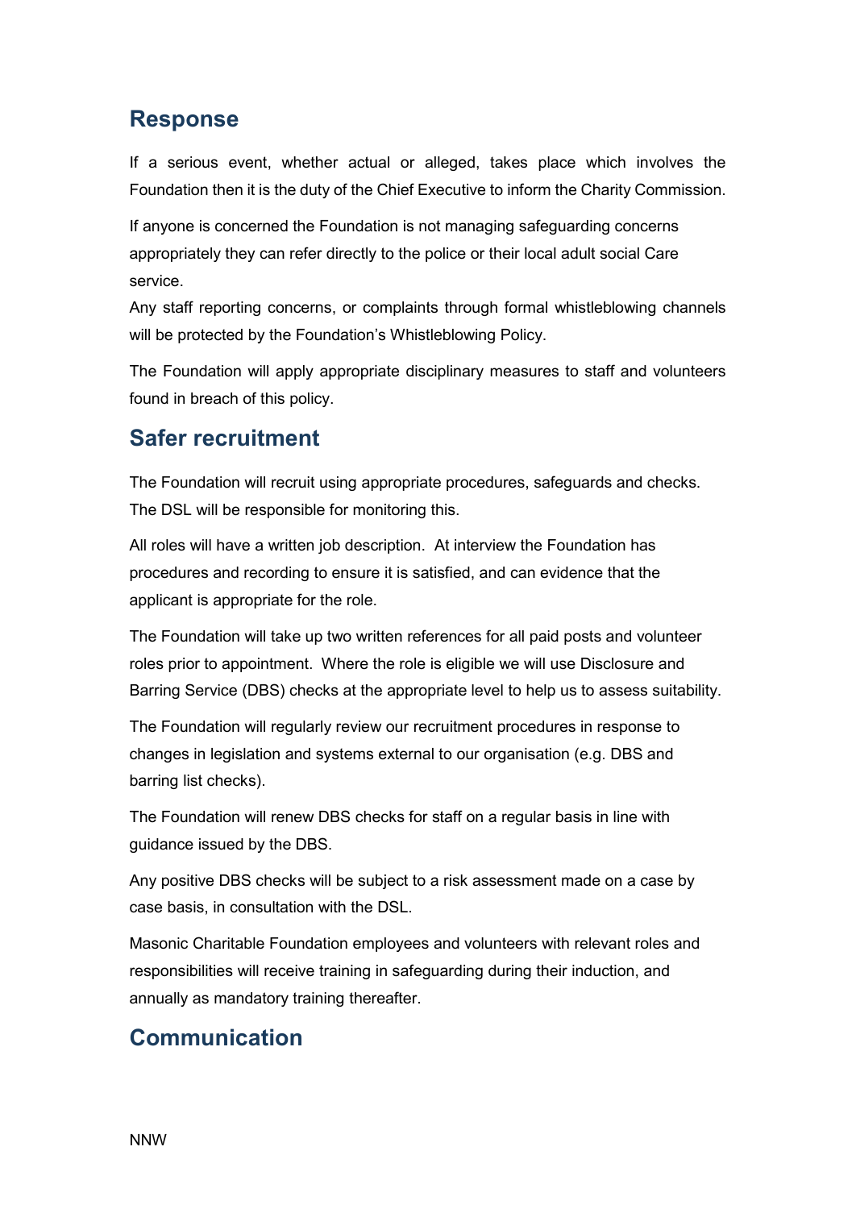## Response

If a serious event, whether actual or alleged, takes place which involves the Foundation then it is the duty of the Chief Executive to inform the Charity Commission.

If anyone is concerned the Foundation is not managing safeguarding concerns appropriately they can refer directly to the police or their local adult social Care service.

Any staff reporting concerns, or complaints through formal whistleblowing channels will be protected by the Foundation's Whistleblowing Policy.

The Foundation will apply appropriate disciplinary measures to staff and volunteers found in breach of this policy.

## Safer recruitment

The Foundation will recruit using appropriate procedures, safeguards and checks. The DSL will be responsible for monitoring this.

All roles will have a written job description. At interview the Foundation has procedures and recording to ensure it is satisfied, and can evidence that the applicant is appropriate for the role.

The Foundation will take up two written references for all paid posts and volunteer roles prior to appointment. Where the role is eligible we will use Disclosure and Barring Service (DBS) checks at the appropriate level to help us to assess suitability.

The Foundation will regularly review our recruitment procedures in response to changes in legislation and systems external to our organisation (e.g. DBS and barring list checks).

The Foundation will renew DBS checks for staff on a regular basis in line with guidance issued by the DBS.

Any positive DBS checks will be subject to a risk assessment made on a case by case basis, in consultation with the DSL.

Masonic Charitable Foundation employees and volunteers with relevant roles and responsibilities will receive training in safeguarding during their induction, and annually as mandatory training thereafter.

## Communication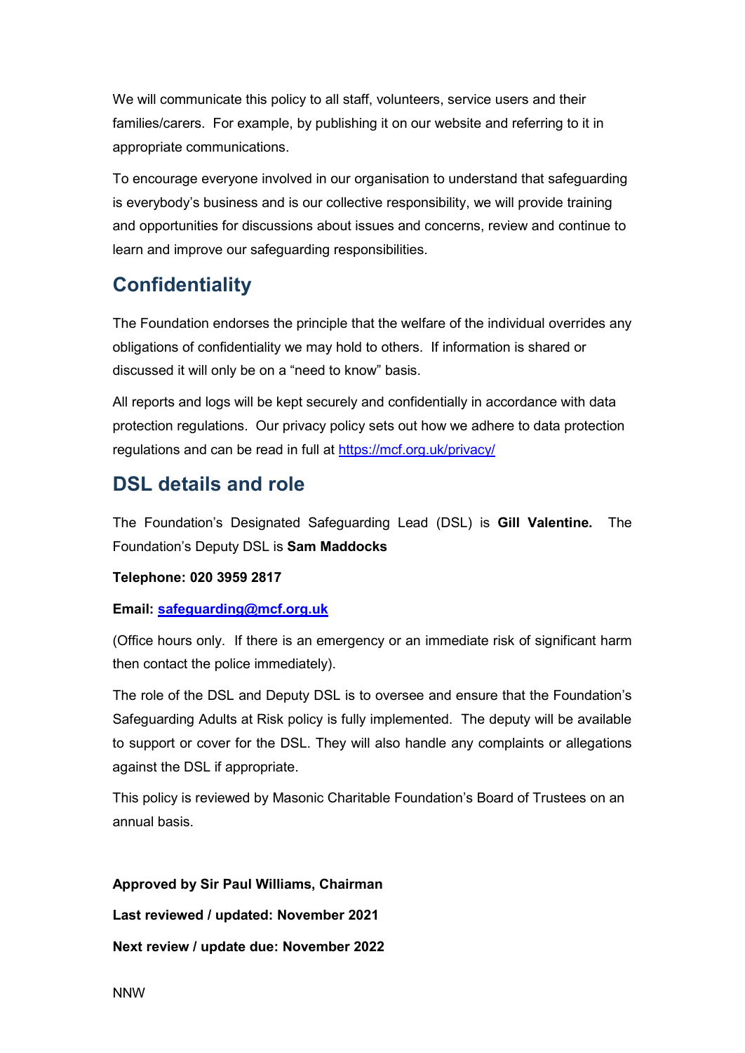We will communicate this policy to all staff, volunteers, service users and their families/carers. For example, by publishing it on our website and referring to it in appropriate communications.

To encourage everyone involved in our organisation to understand that safeguarding is everybody's business and is our collective responsibility, we will provide training and opportunities for discussions about issues and concerns, review and continue to learn and improve our safeguarding responsibilities.

## Confidentiality

The Foundation endorses the principle that the welfare of the individual overrides any obligations of confidentiality we may hold to others. If information is shared or discussed it will only be on a "need to know" basis.

All reports and logs will be kept securely and confidentially in accordance with data protection regulations. Our privacy policy sets out how we adhere to data protection regulations and can be read in full at https://mcf.org.uk/privacy/

## DSL details and role

The Foundation's Designated Safeguarding Lead (DSL) is **Gill Valentine.** The Foundation's Deputy DSL is **Sam Maddocks**

**Telephone: 020 3959 2817**

**Email: safeguarding@mcf.org.uk**

(Office hours only. If there is an emergency or an immediate risk of significant harm then contact the police immediately).

The role of the DSL and Deputy DSL is to oversee and ensure that the Foundation's Safeguarding Adults at Risk policy is fully implemented. The deputy will be available to support or cover for the DSL. They will also handle any complaints or allegations against the DSL if appropriate.

This policy is reviewed by Masonic Charitable Foundation's Board of Trustees on an annual basis.

**Approved by Sir Paul Williams, Chairman**

**Last reviewed / updated: November 2021**

**Next review / update due: November 2022**

NNW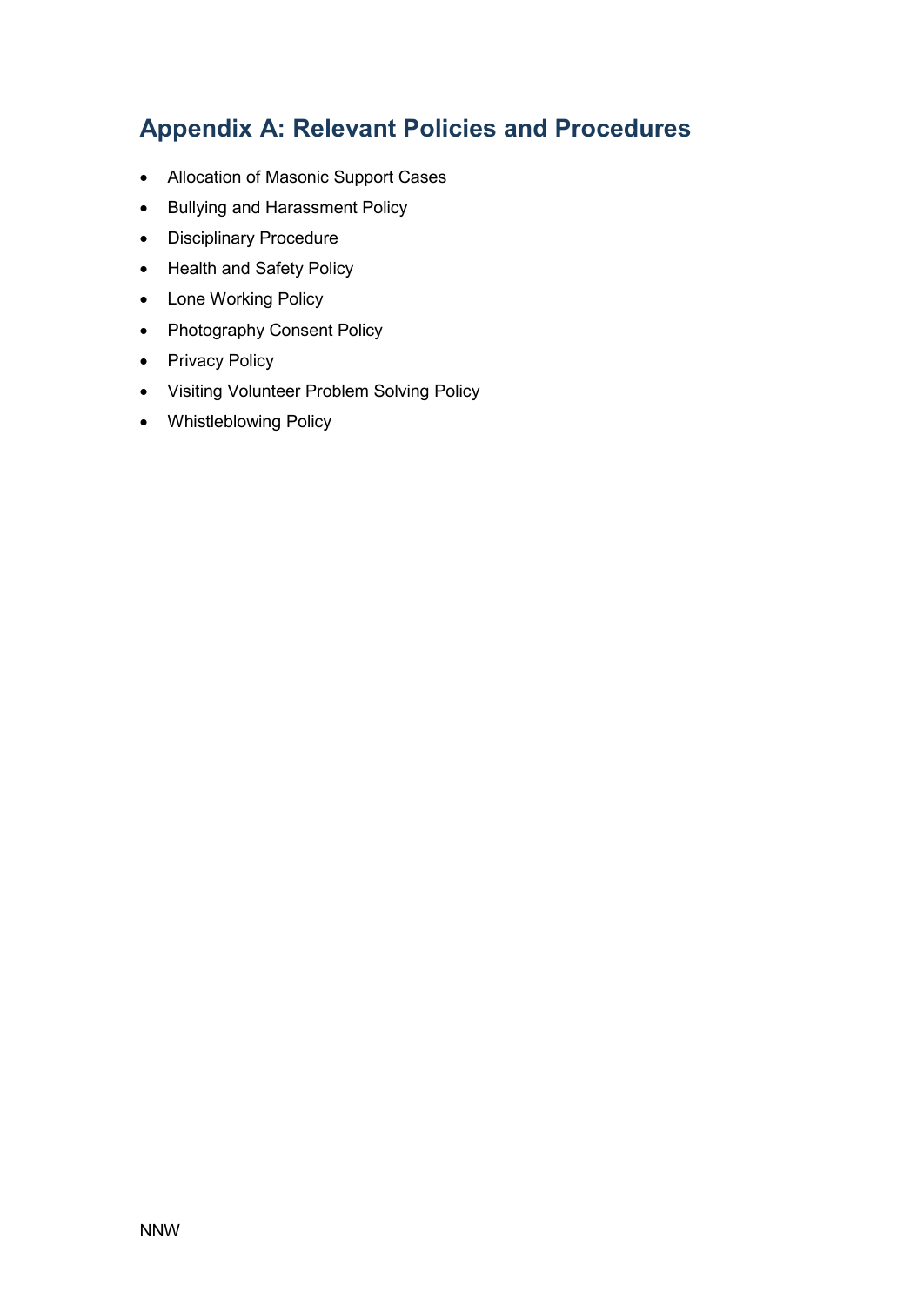# Appendix A: Relevant Policies and Procedures

- Allocation of Masonic Support Cases
- Bullying and Harassment Policy
- Disciplinary Procedure
- Health and Safety Policy
- Lone Working Policy
- Photography Consent Policy
- Privacy Policy
- Visiting Volunteer Problem Solving Policy
- Whistleblowing Policy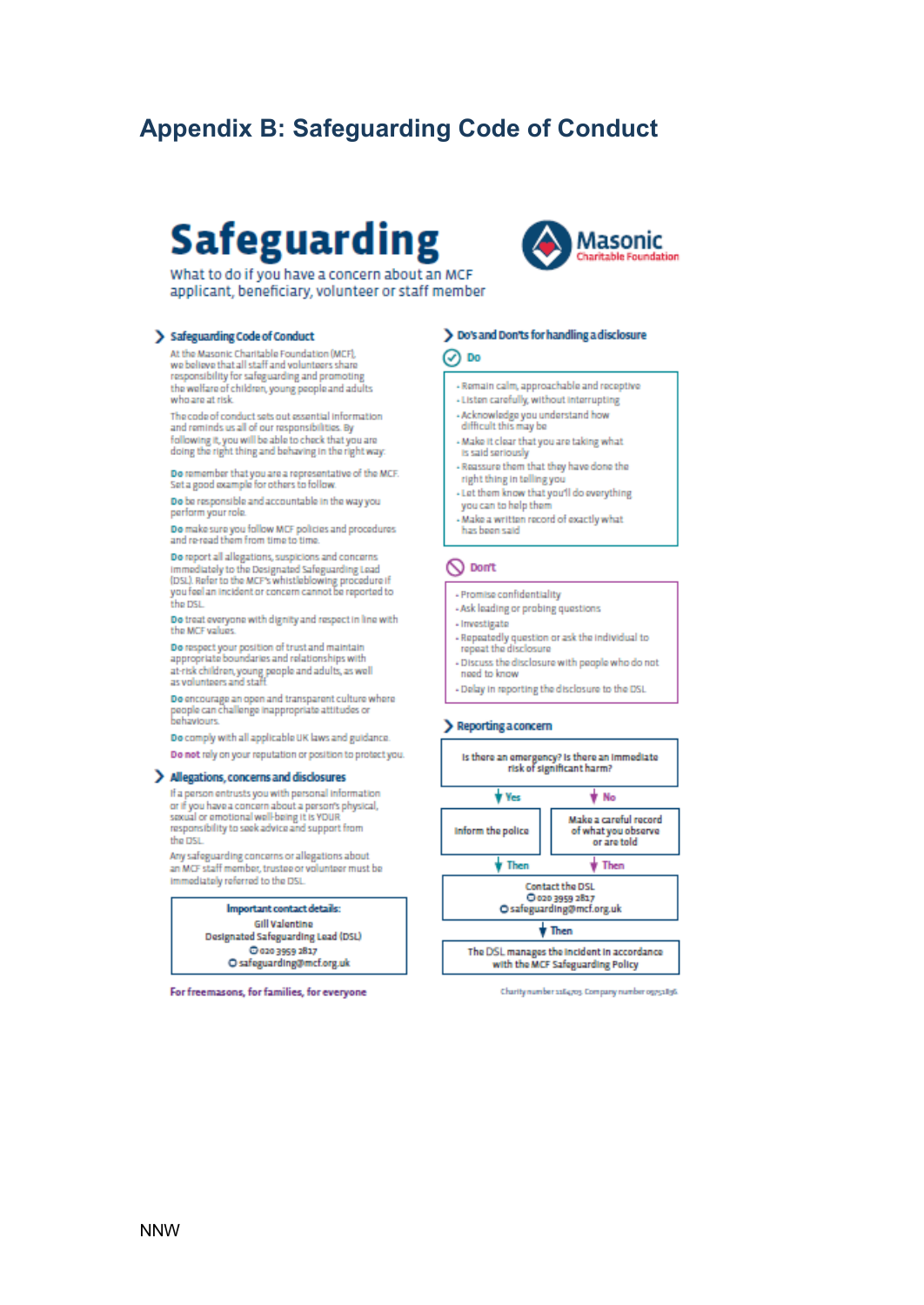## Appendix B: Safeguarding Code of Conduct

# Safeguarding

What to do if you have a concern about an MCF applicant, beneficiary, volunteer or staff member

Masonic Charitable Foundation

### Safeguarding Code of Conduct

At the Masonic Charitable Foundation (MCF), we believe that all staff and volunteers share responsibility for safeguarding and promoting the welfare of children, young people and adults who are at risk.

The code of conduct sets out essential information and reminds us all of our responsibilities. By following it, you will be able to check that you are doing the right thing and behaving in the right way.

**Do** remember that you are a representative of the MCF. Set a good example for others to follow.

**Do** be responsible and accountable in the way you perform your role.

**Do** make sure you follow MCF policies and procedures and re-read them from time to time.

**Do** report all allegations, suspicions and concerns immediately to the Designated Safeguarding Lead (DSL). Refer to the MCF's whistleblowing procedure if you feel an incident or concern cannot be reported to the DSL.

**Do** treat everyone with dignity and respect in line with the MCF values.

**Do** respect your position of trust and maintain appropriate boundaries and relationships with at-risk children, young people and adults, as well as volunteers and staff.

**Do** encourage an open and transparent culture where people can challenge inappropriate attitudes or behaviours.

**Do** comply with all applicable UK laws and guidance.

**Do not** rely on your reputation or position to protect you.

### Allegations, concerns and disclosures

If a person entrusts you with personal information or if you have a concern about a person's physical, sexual or emotional well-being it is YOUR responsibility to seek advice and support from the DSL.

Any safeguarding concerns or allegations about an MCF staff member, trustee or volunteer must be immediately referred to the DSL.

**Important contact details:**
Gill Valentine
Designated Safeguarding Lead (DSL)
020 3959 2817
safeguarding@mcf.org.uk

### Do's and Don'ts for handling a disclosure

**Do**

- Remain calm, approachable and receptive
- Listen carefully, without interrupting
- Acknowledge you understand how difficult this may be
- Make it clear that you are taking what is said seriously
- Reassure them that they have done the right thing in telling you
- Let them know that you'll do everything you can to help them
- Make a written record of exactly what has been said

**Don't**

- Promise confidentiality
- Ask leading or probing questions
- Investigate
- Repeatedly question or ask the individual to repeat the disclosure
- Discuss the disclosure with people who do not need to know
- Delay in reporting the disclosure to the DSL

### Reporting a concern

**Is there an emergency? Is there an immediate risk of significant harm?**

- **Yes** → **Inform the police** → Then
- **No** → **Make a careful record of what you observe or are told** → Then

**Contact the DSL**
020 3959 2817
safeguarding@mcf.org.uk

Then

**The DSL manages the incident in accordance with the MCF Safeguarding Policy**

For freemasons, for families, for everyone

Charity number 1164703 Company number 09751836

NNW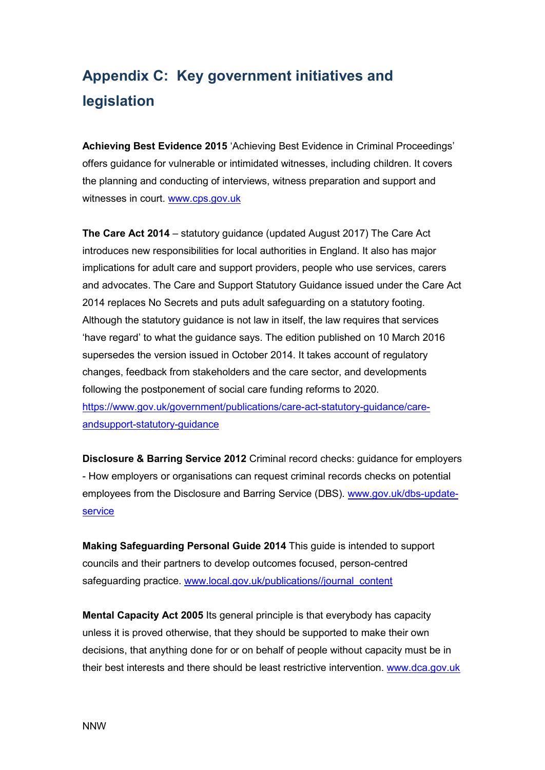# Appendix C: Key government initiatives and legislation

**Achieving Best Evidence 2015** 'Achieving Best Evidence in Criminal Proceedings' offers guidance for vulnerable or intimidated witnesses, including children. It covers the planning and conducting of interviews, witness preparation and support and witnesses in court. www.cps.gov.uk

**The Care Act 2014** – statutory guidance (updated August 2017) The Care Act introduces new responsibilities for local authorities in England. It also has major implications for adult care and support providers, people who use services, carers and advocates. The Care and Support Statutory Guidance issued under the Care Act 2014 replaces No Secrets and puts adult safeguarding on a statutory footing. Although the statutory guidance is not law in itself, the law requires that services 'have regard' to what the guidance says. The edition published on 10 March 2016 supersedes the version issued in October 2014. It takes account of regulatory changes, feedback from stakeholders and the care sector, and developments following the postponement of social care funding reforms to 2020. https://www.gov.uk/government/publications/care-act-statutory-guidance/care-andsupport-statutory-guidance

**Disclosure & Barring Service 2012** Criminal record checks: guidance for employers - How employers or organisations can request criminal records checks on potential employees from the Disclosure and Barring Service (DBS). www.gov.uk/dbs-update-service

**Making Safeguarding Personal Guide 2014** This guide is intended to support councils and their partners to develop outcomes focused, person-centred safeguarding practice. www.local.gov.uk/publications//journal_content

**Mental Capacity Act 2005** Its general principle is that everybody has capacity unless it is proved otherwise, that they should be supported to make their own decisions, that anything done for or on behalf of people without capacity must be in their best interests and there should be least restrictive intervention. www.dca.gov.uk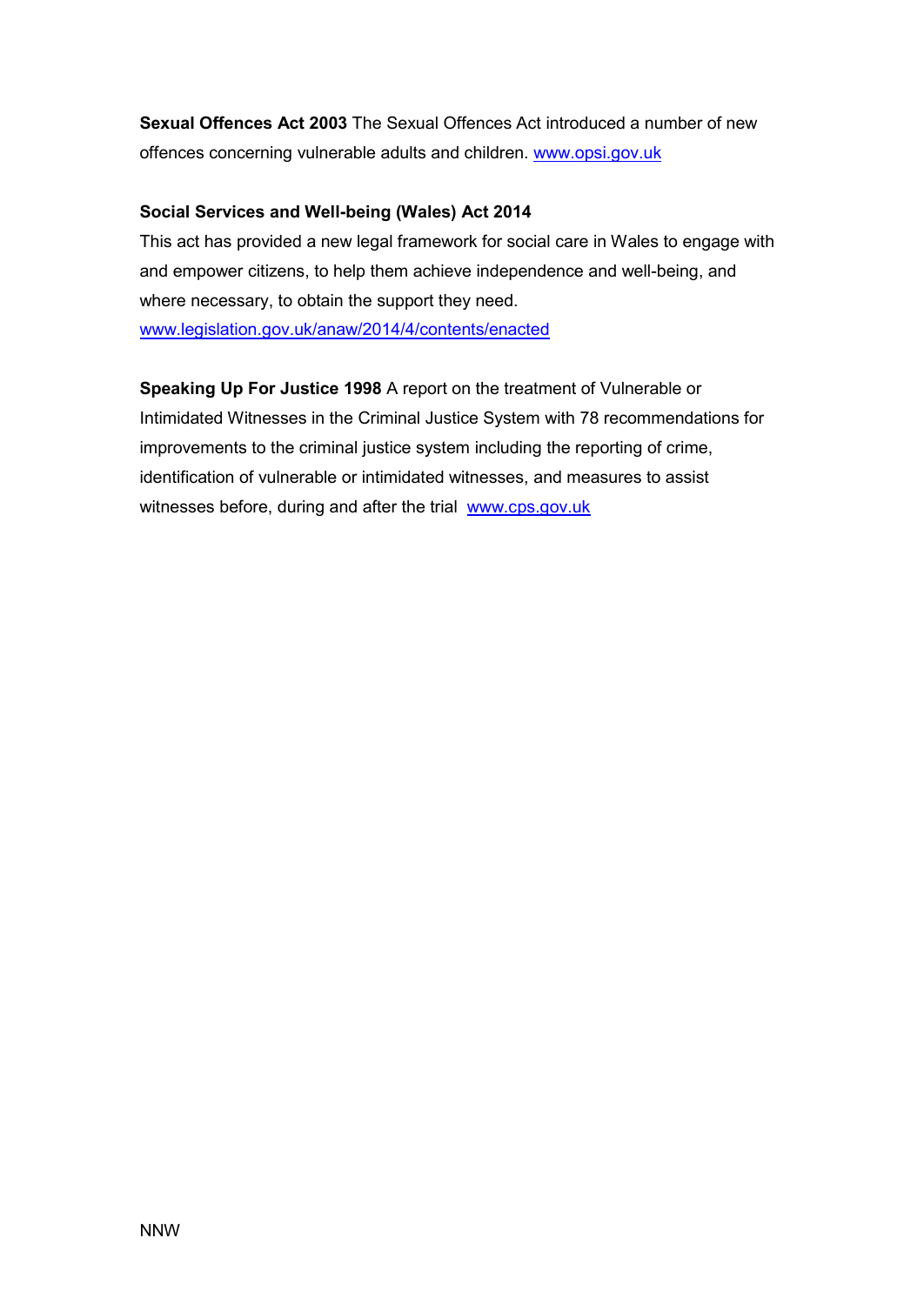**Sexual Offences Act 2003** The Sexual Offences Act introduced a number of new offences concerning vulnerable adults and children. www.opsi.gov.uk

**Social Services and Well-being (Wales) Act 2014**
This act has provided a new legal framework for social care in Wales to engage with and empower citizens, to help them achieve independence and well-being, and where necessary, to obtain the support they need.
www.legislation.gov.uk/anaw/2014/4/contents/enacted

**Speaking Up For Justice 1998** A report on the treatment of Vulnerable or Intimidated Witnesses in the Criminal Justice System with 78 recommendations for improvements to the criminal justice system including the reporting of crime, identification of vulnerable or intimidated witnesses, and measures to assist witnesses before, during and after the trial www.cps.gov.uk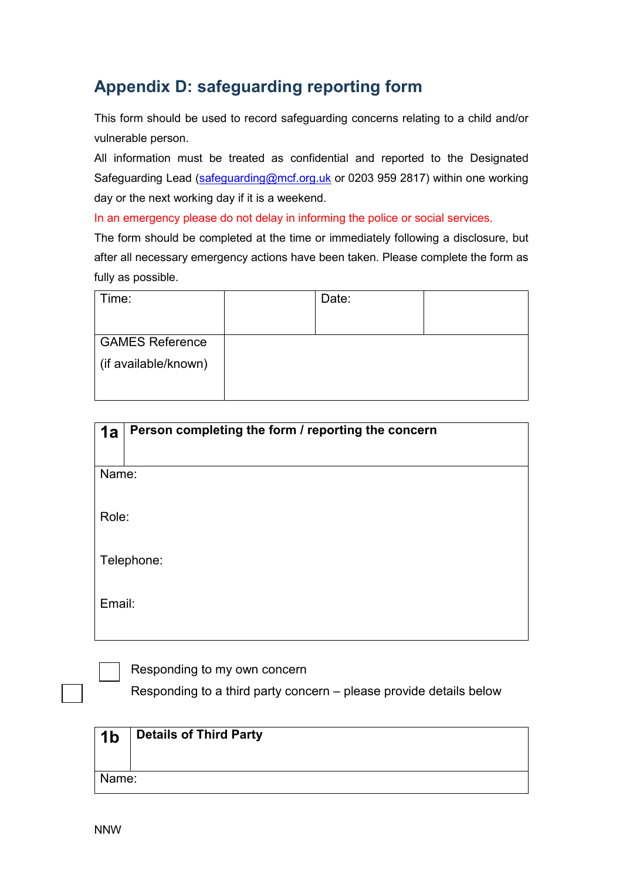## Appendix D: safeguarding reporting form

This form should be used to record safeguarding concerns relating to a child and/or vulnerable person.

All information must be treated as confidential and reported to the Designated Safeguarding Lead (safeguarding@mcf.org.uk or 0203 959 2817) within one working day or the next working day if it is a weekend.

In an emergency please do not delay in informing the police or social services.

The form should be completed at the time or immediately following a disclosure, but after all necessary emergency actions have been taken. Please complete the form as fully as possible.

| Time: | | Date: | |
|---|---|---|---|
| GAMES Reference (if available/known) | | | |

| 1a | Person completing the form / reporting the concern |
|---|---|
| Name: | |
| Role: | |
| Telephone: | |
| Email: | |

☐ Responding to my own concern

☐ Responding to a third party concern – please provide details below

| 1b | Details of Third Party |
|---|---|
| Name: | |

NNW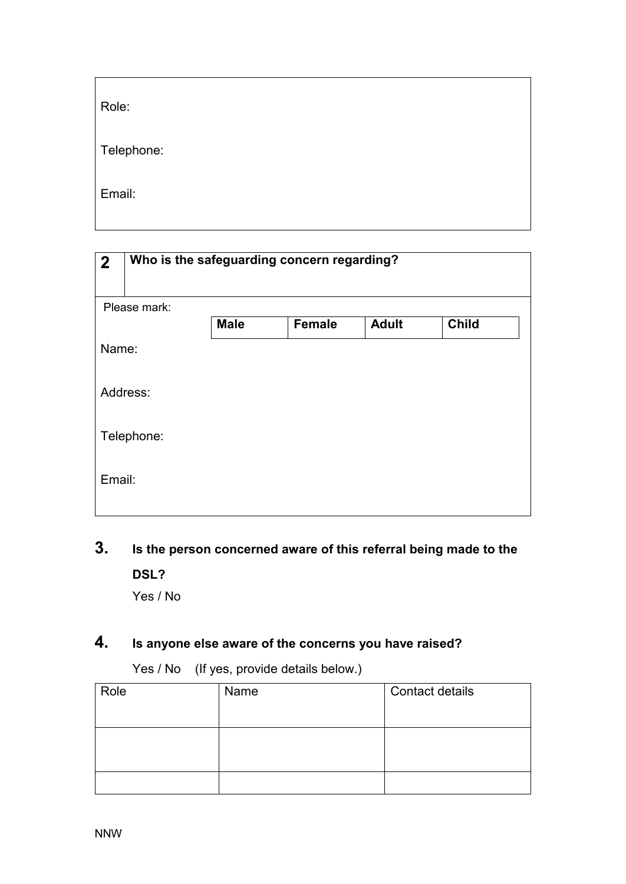Role:

Telephone:

Email:

| 2 | Who is the safeguarding concern regarding? |
|---|---|

Please mark:

| Male | Female | Adult | Child |
|---|---|---|---|

Name:

Address:

Telephone:

Email:

## 3. Is the person concerned aware of this referral being made to the DSL?

Yes / No

## 4. Is anyone else aware of the concerns you have raised?

Yes / No (If yes, provide details below.)

| Role | Name | Contact details |
|---|---|---|
| | | |
| | | |

NNW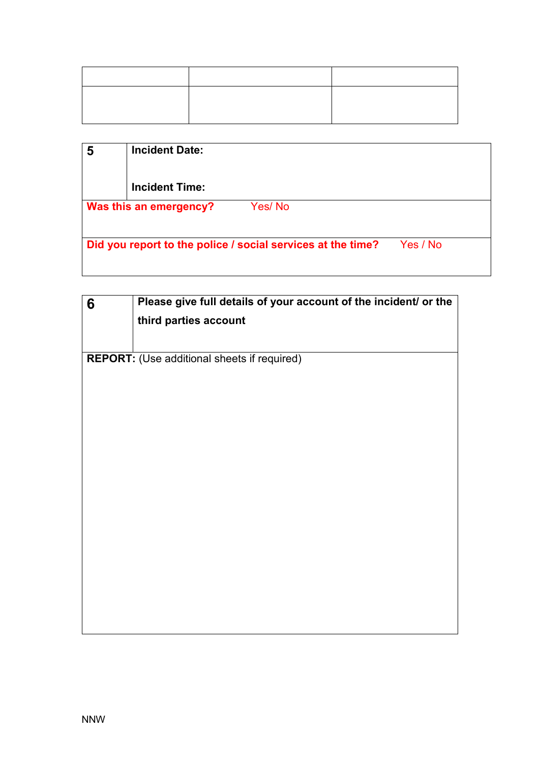| | | |
|---|---|---|
| | | |

| 5 | Incident Date:<br><br>Incident Time: |
|---|---|
| Was this an emergency? Yes/ No | |
| Did you report to the police / social services at the time? Yes / No | |

| 6 | Please give full details of your account of the incident/ or the third parties account |
|---|---|
| **REPORT:** (Use additional sheets if required) | |

NNW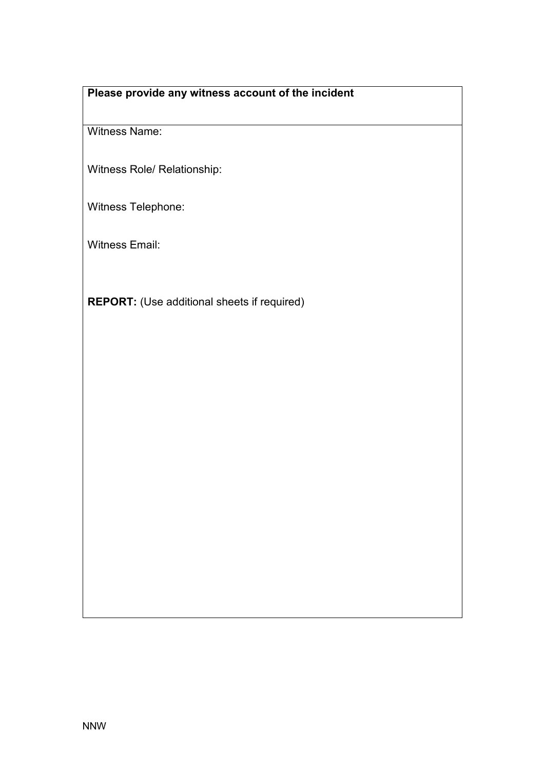**Please provide any witness account of the incident**

Witness Name:

Witness Role/ Relationship:

Witness Telephone:

Witness Email:

**REPORT:** (Use additional sheets if required)

NNW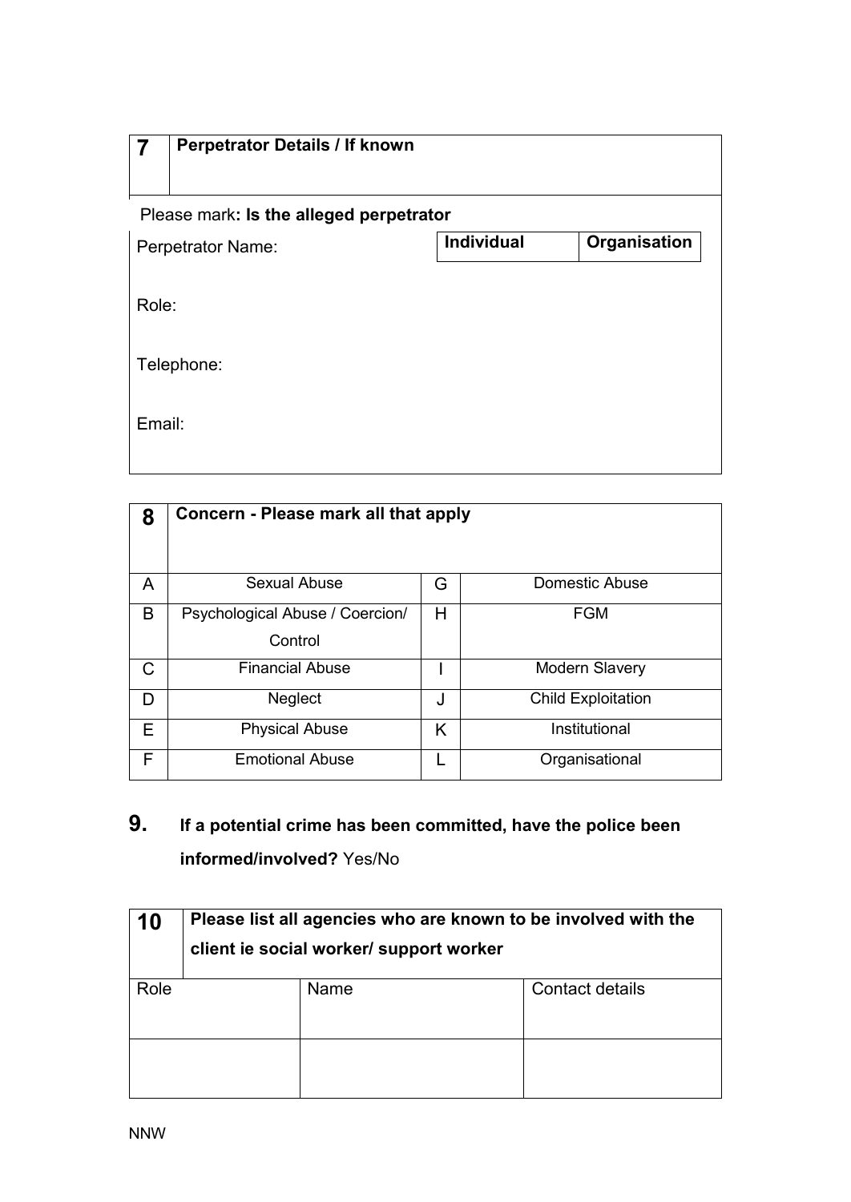| 7 | Perpetrator Details / If known |
|---|---|

Please mark**: Is the alleged perpetrator**

| Perpetrator Name: | **Individual** | **Organisation** |
|---|---|---|

Role:

Telephone:

Email:

| 8 | Concern - Please mark all that apply | | |
|---|---|---|---|
| A | Sexual Abuse | G | Domestic Abuse |
| B | Psychological Abuse / Coercion/ Control | H | FGM |
| C | Financial Abuse | I | Modern Slavery |
| D | Neglect | J | Child Exploitation |
| E | Physical Abuse | K | Institutional |
| F | Emotional Abuse | L | Organisational |

**9. If a potential crime has been committed, have the police been informed/involved?** Yes/No

| 10 | Please list all agencies who are known to be involved with the client ie social worker/ support worker | |
|---|---|---|
| Role | Name | Contact details |
| | | |

NNW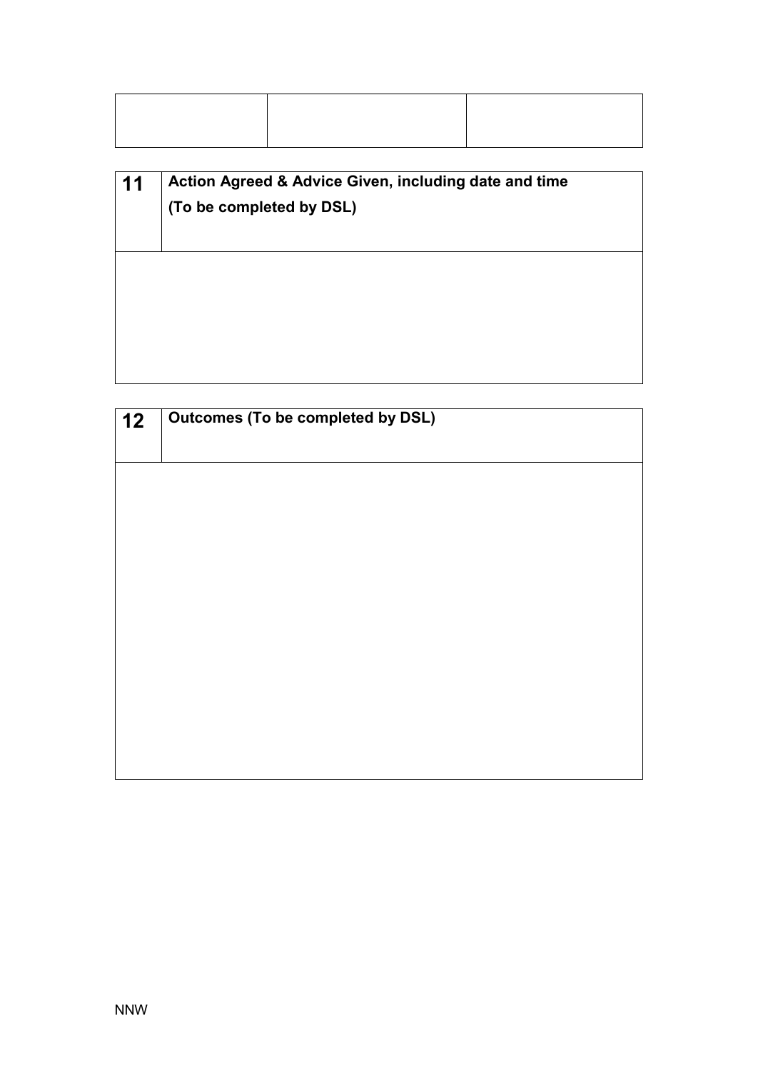| | | |
|---|---|---|
| | | |

| 11 | **Action Agreed & Advice Given, including date and time (To be completed by DSL)** |
|---|---|
| | |

| 12 | **Outcomes (To be completed by DSL)** |
|---|---|
| | |

NNW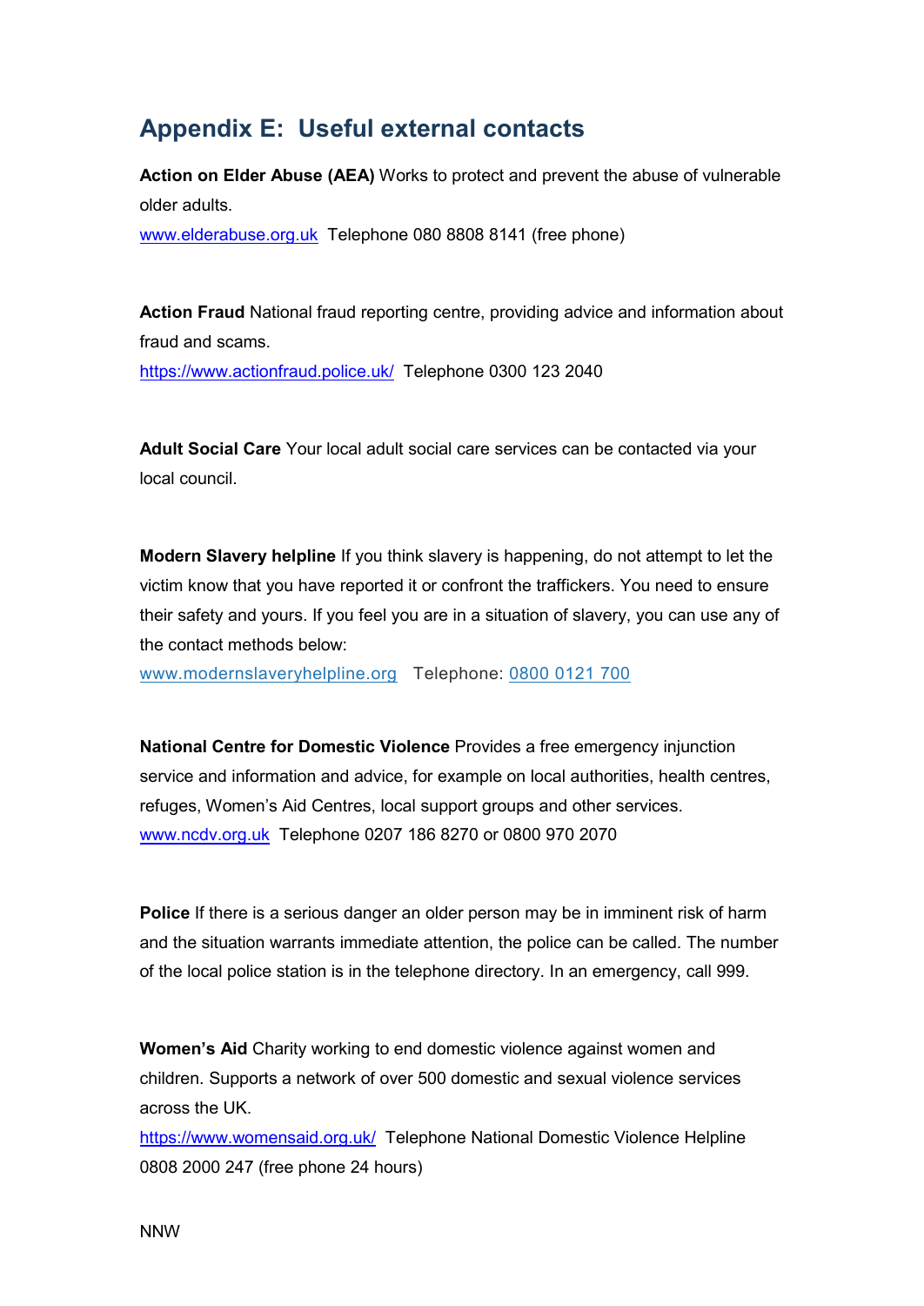## Appendix E: Useful external contacts

**Action on Elder Abuse (AEA)** Works to protect and prevent the abuse of vulnerable older adults.
www.elderabuse.org.uk Telephone 080 8808 8141 (free phone)

**Action Fraud** National fraud reporting centre, providing advice and information about fraud and scams.
https://www.actionfraud.police.uk/ Telephone 0300 123 2040

**Adult Social Care** Your local adult social care services can be contacted via your local council.

**Modern Slavery helpline** If you think slavery is happening, do not attempt to let the victim know that you have reported it or confront the traffickers. You need to ensure their safety and yours. If you feel you are in a situation of slavery, you can use any of the contact methods below:
www.modernslaveryhelpline.org Telephone: 0800 0121 700

**National Centre for Domestic Violence** Provides a free emergency injunction service and information and advice, for example on local authorities, health centres, refuges, Women's Aid Centres, local support groups and other services.
www.ncdv.org.uk Telephone 0207 186 8270 or 0800 970 2070

**Police** If there is a serious danger an older person may be in imminent risk of harm and the situation warrants immediate attention, the police can be called. The number of the local police station is in the telephone directory. In an emergency, call 999.

**Women's Aid** Charity working to end domestic violence against women and children. Supports a network of over 500 domestic and sexual violence services across the UK.
https://www.womensaid.org.uk/ Telephone National Domestic Violence Helpline 0808 2000 247 (free phone 24 hours)